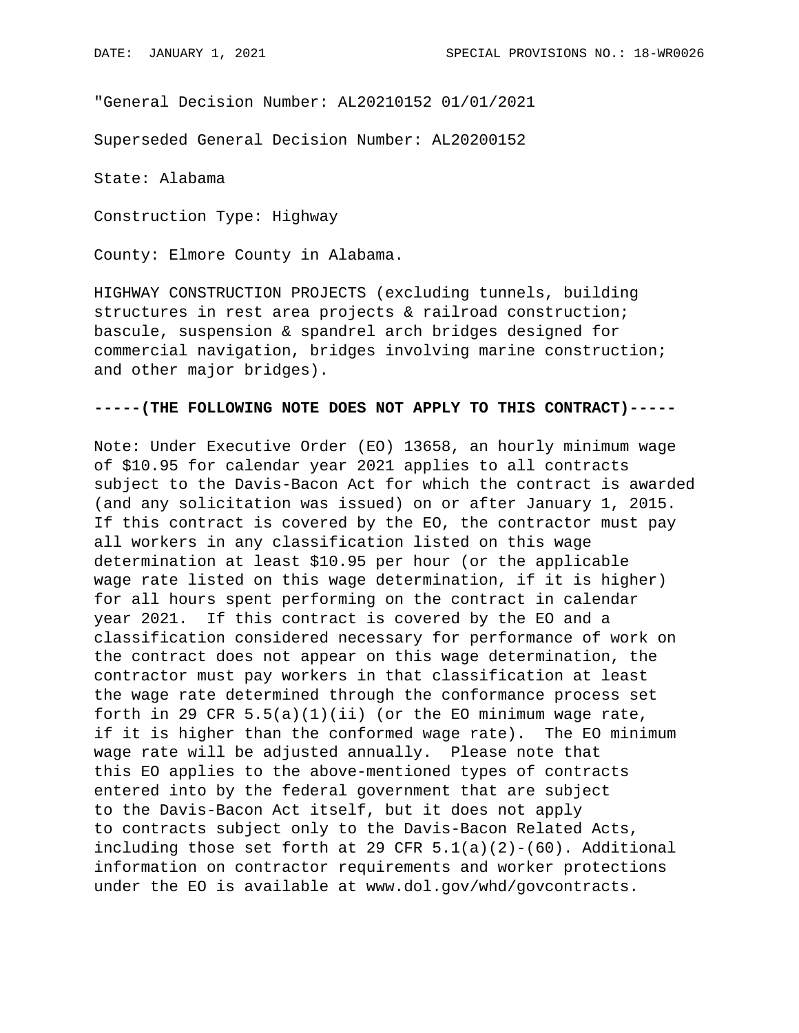"General Decision Number: AL20210152 01/01/2021

Superseded General Decision Number: AL20200152

State: Alabama

Construction Type: Highway

County: Elmore County in Alabama.

HIGHWAY CONSTRUCTION PROJECTS (excluding tunnels, building structures in rest area projects & railroad construction; bascule, suspension & spandrel arch bridges designed for commercial navigation, bridges involving marine construction; and other major bridges).

**-----(THE FOLLOWING NOTE DOES NOT APPLY TO THIS CONTRACT)-----**

Note: Under Executive Order (EO) 13658, an hourly minimum wage of $10.95 for calendar year 2021 applies to all contracts subject to the Davis-Bacon Act for which the contract is awarded (and any solicitation was issued) on or after January 1, 2015. If this contract is covered by the EO, the contractor must pay all workers in any classification listed on this wage determination at least $10.95 per hour (or the applicable wage rate listed on this wage determination, if it is higher) for all hours spent performing on the contract in calendar year 2021. If this contract is covered by the EO and a classification considered necessary for performance of work on the contract does not appear on this wage determination, the contractor must pay workers in that classification at least the wage rate determined through the conformance process set forth in 29 CFR 5.5(a)(1)(ii) (or the EO minimum wage rate, if it is higher than the conformed wage rate). The EO minimum wage rate will be adjusted annually. Please note that this EO applies to the above-mentioned types of contracts entered into by the federal government that are subject to the Davis-Bacon Act itself, but it does not apply to contracts subject only to the Davis-Bacon Related Acts, including those set forth at 29 CFR 5.1(a)(2)-(60). Additional information on contractor requirements and worker protections under the EO is available at www.dol.gov/whd/govcontracts.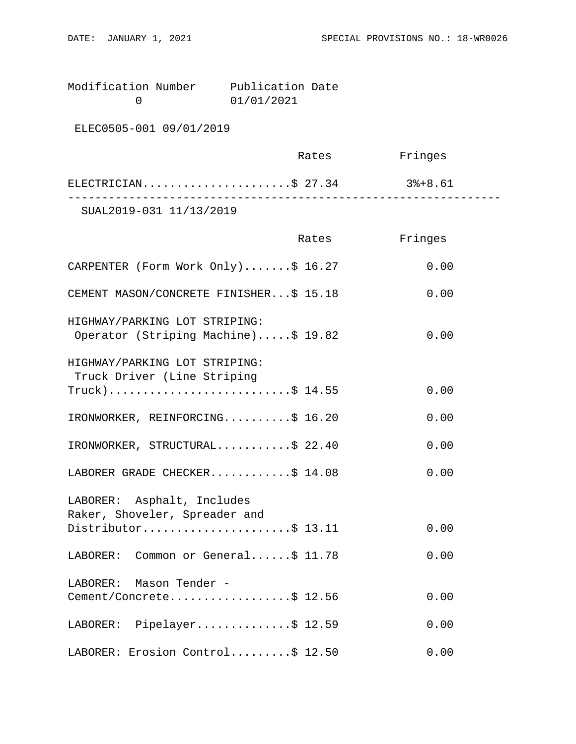Modification Number     Publication Date
0                       01/01/2021

ELEC0505-001 09/01/2019

| | Rates | Fringes |
|---|---|---|
| ELECTRICIAN | $ 27.34 | 3%+8.61 |

----------------------------------------------------------------

SUAL2019-031 11/13/2019

| | Rates | Fringes |
|---|---|---|
| CARPENTER (Form Work Only) | $ 16.27 | 0.00 |
| CEMENT MASON/CONCRETE FINISHER | $ 15.18 | 0.00 |
| HIGHWAY/PARKING LOT STRIPING: Operator (Striping Machine) | $ 19.82 | 0.00 |
| HIGHWAY/PARKING LOT STRIPING: Truck Driver (Line Striping Truck) | $ 14.55 | 0.00 |
| IRONWORKER, REINFORCING | $ 16.20 | 0.00 |
| IRONWORKER, STRUCTURAL | $ 22.40 | 0.00 |
| LABORER GRADE CHECKER | $ 14.08 | 0.00 |
| LABORER: Asphalt, Includes Raker, Shoveler, Spreader and Distributor | $ 13.11 | 0.00 |
| LABORER: Common or General | $ 11.78 | 0.00 |
| LABORER: Mason Tender - Cement/Concrete | $ 12.56 | 0.00 |
| LABORER: Pipelayer | $ 12.59 | 0.00 |
| LABORER: Erosion Control | $ 12.50 | 0.00 |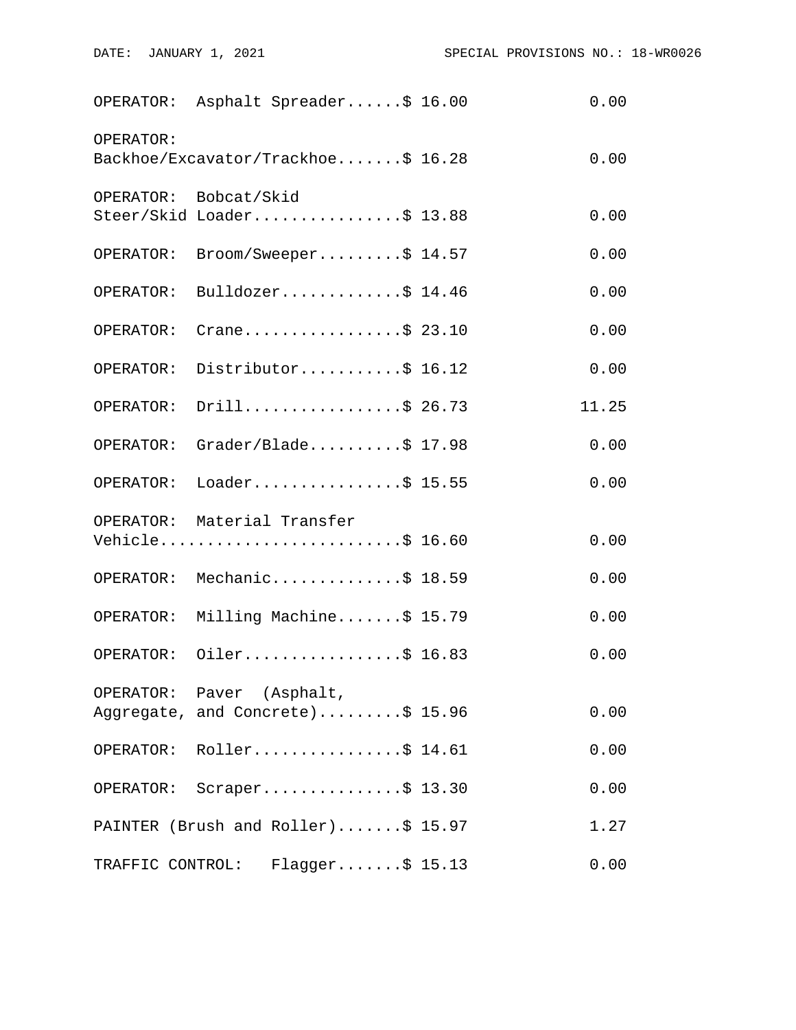| Classification | Rates | Fringes |
| --- | --- | --- |
| OPERATOR: Asphalt Spreader | $ 16.00 | 0.00 |
| OPERATOR: Backhoe/Excavator/Trackhoe | $ 16.28 | 0.00 |
| OPERATOR: Bobcat/Skid Steer/Skid Loader | $ 13.88 | 0.00 |
| OPERATOR: Broom/Sweeper | $ 14.57 | 0.00 |
| OPERATOR: Bulldozer | $ 14.46 | 0.00 |
| OPERATOR: Crane | $ 23.10 | 0.00 |
| OPERATOR: Distributor | $ 16.12 | 0.00 |
| OPERATOR: Drill | $ 26.73 | 11.25 |
| OPERATOR: Grader/Blade | $ 17.98 | 0.00 |
| OPERATOR: Loader | $ 15.55 | 0.00 |
| OPERATOR: Material Transfer Vehicle | $ 16.60 | 0.00 |
| OPERATOR: Mechanic | $ 18.59 | 0.00 |
| OPERATOR: Milling Machine | $ 15.79 | 0.00 |
| OPERATOR: Oiler | $ 16.83 | 0.00 |
| OPERATOR: Paver (Asphalt, Aggregate, and Concrete) | $ 15.96 | 0.00 |
| OPERATOR: Roller | $ 14.61 | 0.00 |
| OPERATOR: Scraper | $ 13.30 | 0.00 |
| PAINTER (Brush and Roller) | $ 15.97 | 1.27 |
| TRAFFIC CONTROL: Flagger | $ 15.13 | 0.00 |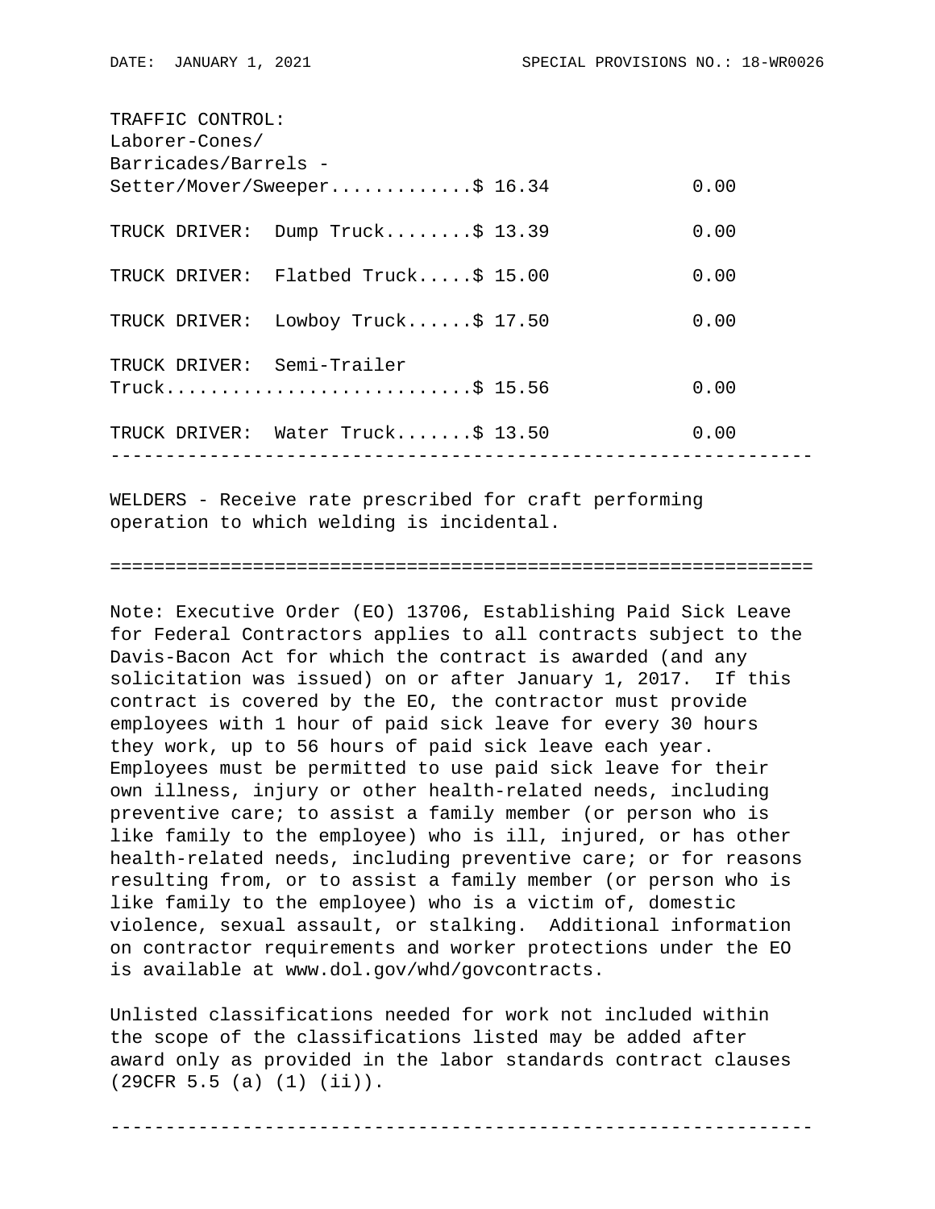| Classification | Rates | Fringes |
|---|---|---|
| TRAFFIC CONTROL: Laborer-Cones/ Barricades/Barrels - Setter/Mover/Sweeper | $ 16.34 | 0.00 |
| TRUCK DRIVER: Dump Truck | $ 13.39 | 0.00 |
| TRUCK DRIVER: Flatbed Truck | $ 15.00 | 0.00 |
| TRUCK DRIVER: Lowboy Truck | $ 17.50 | 0.00 |
| TRUCK DRIVER: Semi-Trailer Truck | $ 15.56 | 0.00 |
| TRUCK DRIVER: Water Truck | $ 13.50 | 0.00 |

---

WELDERS - Receive rate prescribed for craft performing operation to which welding is incidental.

---

Note: Executive Order (EO) 13706, Establishing Paid Sick Leave for Federal Contractors applies to all contracts subject to the Davis-Bacon Act for which the contract is awarded (and any solicitation was issued) on or after January 1, 2017. If this contract is covered by the EO, the contractor must provide employees with 1 hour of paid sick leave for every 30 hours they work, up to 56 hours of paid sick leave each year. Employees must be permitted to use paid sick leave for their own illness, injury or other health-related needs, including preventive care; to assist a family member (or person who is like family to the employee) who is ill, injured, or has other health-related needs, including preventive care; or for reasons resulting from, or to assist a family member (or person who is like family to the employee) who is a victim of, domestic violence, sexual assault, or stalking. Additional information on contractor requirements and worker protections under the EO is available at www.dol.gov/whd/govcontracts.

Unlisted classifications needed for work not included within the scope of the classifications listed may be added after award only as provided in the labor standards contract clauses (29CFR 5.5 (a) (1) (ii)).

---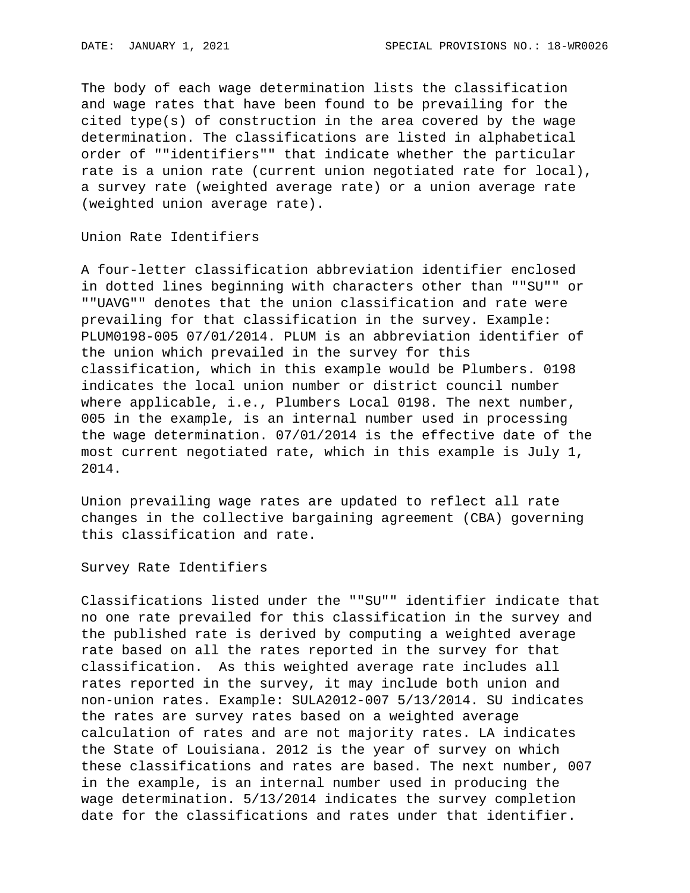The body of each wage determination lists the classification and wage rates that have been found to be prevailing for the cited type(s) of construction in the area covered by the wage determination. The classifications are listed in alphabetical order of ""identifiers"" that indicate whether the particular rate is a union rate (current union negotiated rate for local), a survey rate (weighted average rate) or a union average rate (weighted union average rate).

Union Rate Identifiers

A four-letter classification abbreviation identifier enclosed in dotted lines beginning with characters other than ""SU"" or ""UAVG"" denotes that the union classification and rate were prevailing for that classification in the survey. Example: PLUM0198-005 07/01/2014. PLUM is an abbreviation identifier of the union which prevailed in the survey for this classification, which in this example would be Plumbers. 0198 indicates the local union number or district council number where applicable, i.e., Plumbers Local 0198. The next number, 005 in the example, is an internal number used in processing the wage determination. 07/01/2014 is the effective date of the most current negotiated rate, which in this example is July 1, 2014.

Union prevailing wage rates are updated to reflect all rate changes in the collective bargaining agreement (CBA) governing this classification and rate.

Survey Rate Identifiers

Classifications listed under the ""SU"" identifier indicate that no one rate prevailed for this classification in the survey and the published rate is derived by computing a weighted average rate based on all the rates reported in the survey for that classification. As this weighted average rate includes all rates reported in the survey, it may include both union and non-union rates. Example: SULA2012-007 5/13/2014. SU indicates the rates are survey rates based on a weighted average calculation of rates and are not majority rates. LA indicates the State of Louisiana. 2012 is the year of survey on which these classifications and rates are based. The next number, 007 in the example, is an internal number used in producing the wage determination. 5/13/2014 indicates the survey completion date for the classifications and rates under that identifier.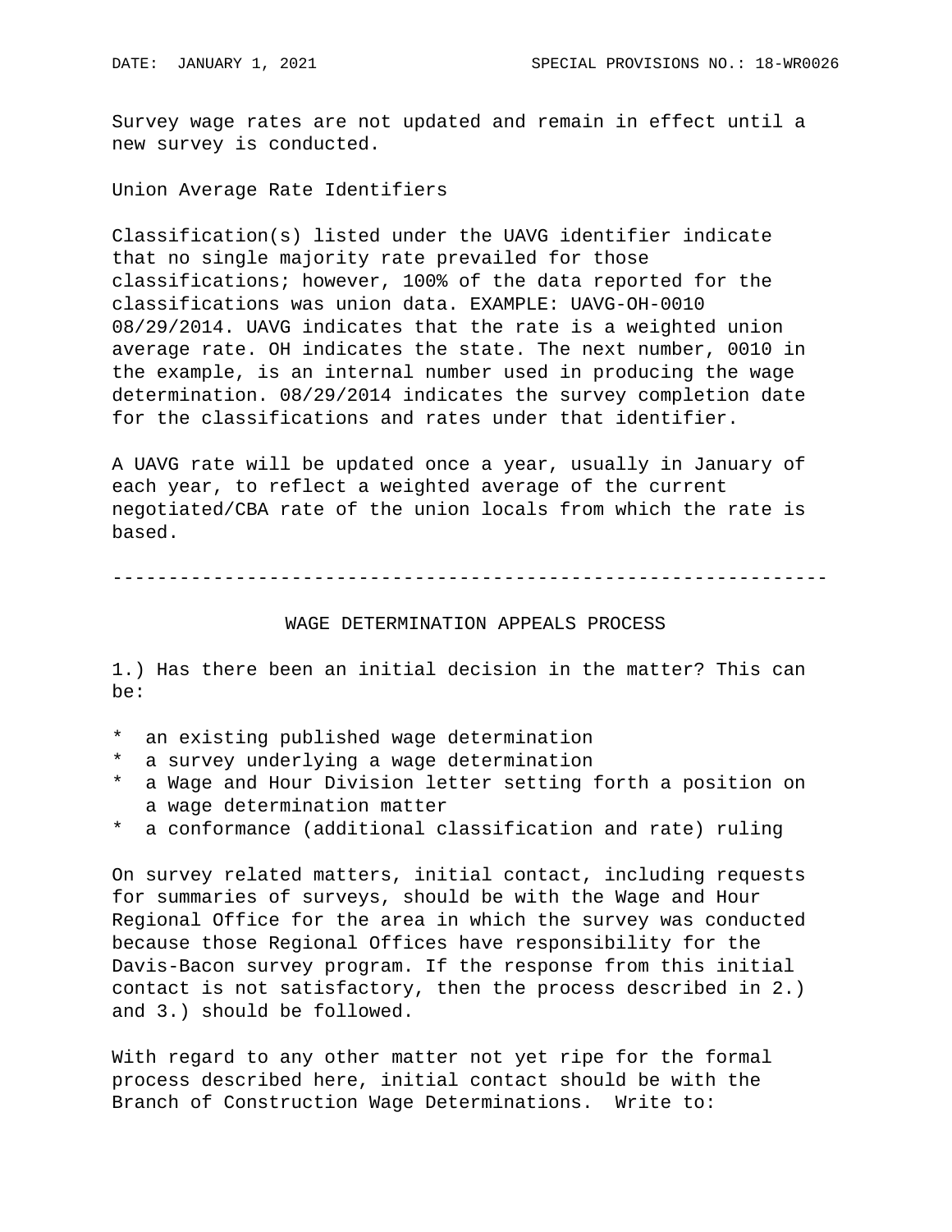Survey wage rates are not updated and remain in effect until a new survey is conducted.

Union Average Rate Identifiers

Classification(s) listed under the UAVG identifier indicate that no single majority rate prevailed for those classifications; however, 100% of the data reported for the classifications was union data. EXAMPLE: UAVG-OH-0010 08/29/2014. UAVG indicates that the rate is a weighted union average rate. OH indicates the state. The next number, 0010 in the example, is an internal number used in producing the wage determination. 08/29/2014 indicates the survey completion date for the classifications and rates under that identifier.

A UAVG rate will be updated once a year, usually in January of each year, to reflect a weighted average of the current negotiated/CBA rate of the union locals from which the rate is based.

----------------------------------------------------------------

## WAGE DETERMINATION APPEALS PROCESS

1.) Has there been an initial decision in the matter? This can be:

* an existing published wage determination
* a survey underlying a wage determination
* a Wage and Hour Division letter setting forth a position on a wage determination matter
* a conformance (additional classification and rate) ruling

On survey related matters, initial contact, including requests for summaries of surveys, should be with the Wage and Hour Regional Office for the area in which the survey was conducted because those Regional Offices have responsibility for the Davis-Bacon survey program. If the response from this initial contact is not satisfactory, then the process described in 2.) and 3.) should be followed.

With regard to any other matter not yet ripe for the formal process described here, initial contact should be with the Branch of Construction Wage Determinations. Write to: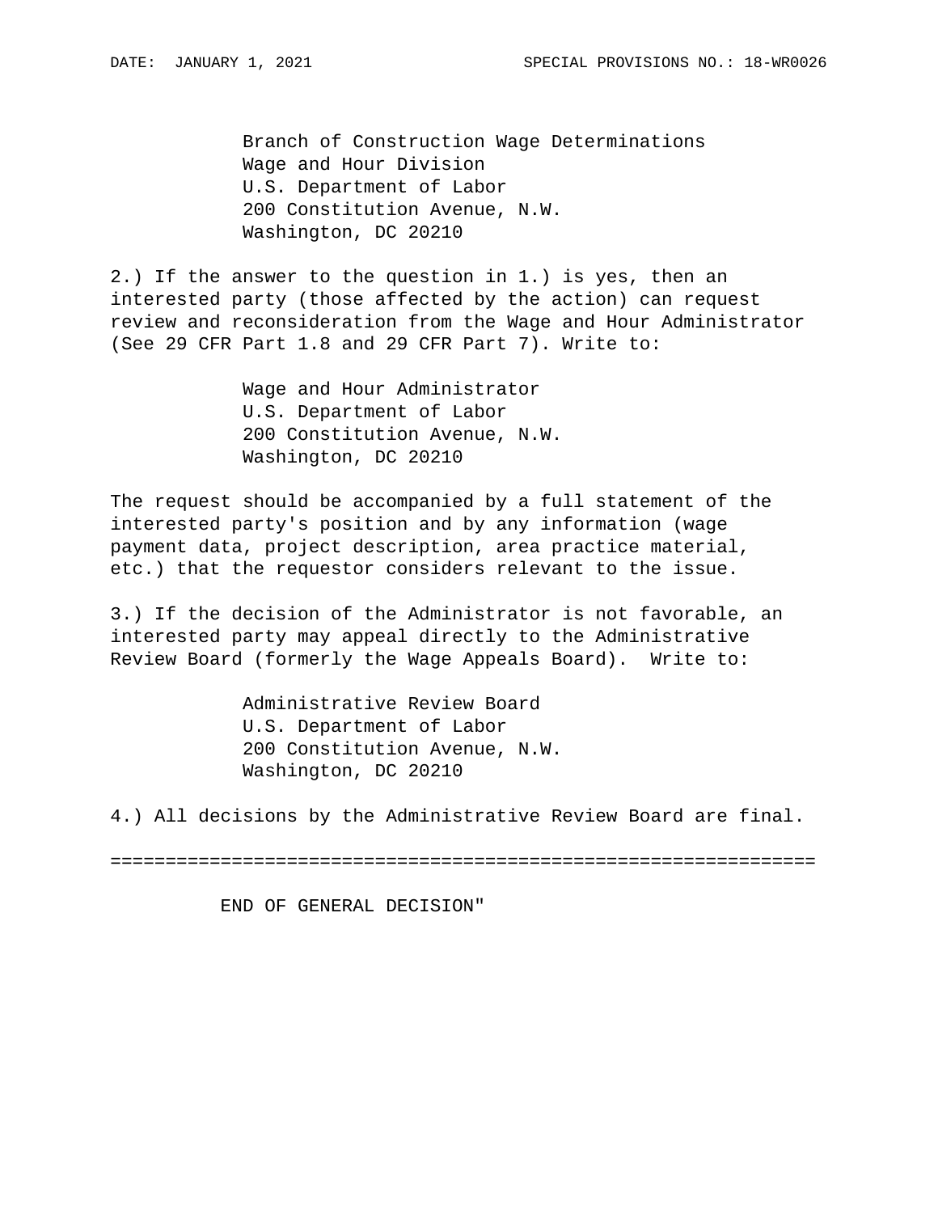Branch of Construction Wage Determinations
Wage and Hour Division
U.S. Department of Labor
200 Constitution Avenue, N.W.
Washington, DC 20210

2.) If the answer to the question in 1.) is yes, then an interested party (those affected by the action) can request review and reconsideration from the Wage and Hour Administrator (See 29 CFR Part 1.8 and 29 CFR Part 7). Write to:

Wage and Hour Administrator
U.S. Department of Labor
200 Constitution Avenue, N.W.
Washington, DC 20210

The request should be accompanied by a full statement of the interested party's position and by any information (wage payment data, project description, area practice material, etc.) that the requestor considers relevant to the issue.

3.) If the decision of the Administrator is not favorable, an interested party may appeal directly to the Administrative Review Board (formerly the Wage Appeals Board). Write to:

Administrative Review Board
U.S. Department of Labor
200 Constitution Avenue, N.W.
Washington, DC 20210

4.) All decisions by the Administrative Review Board are final.

================================================================

END OF GENERAL DECISION"